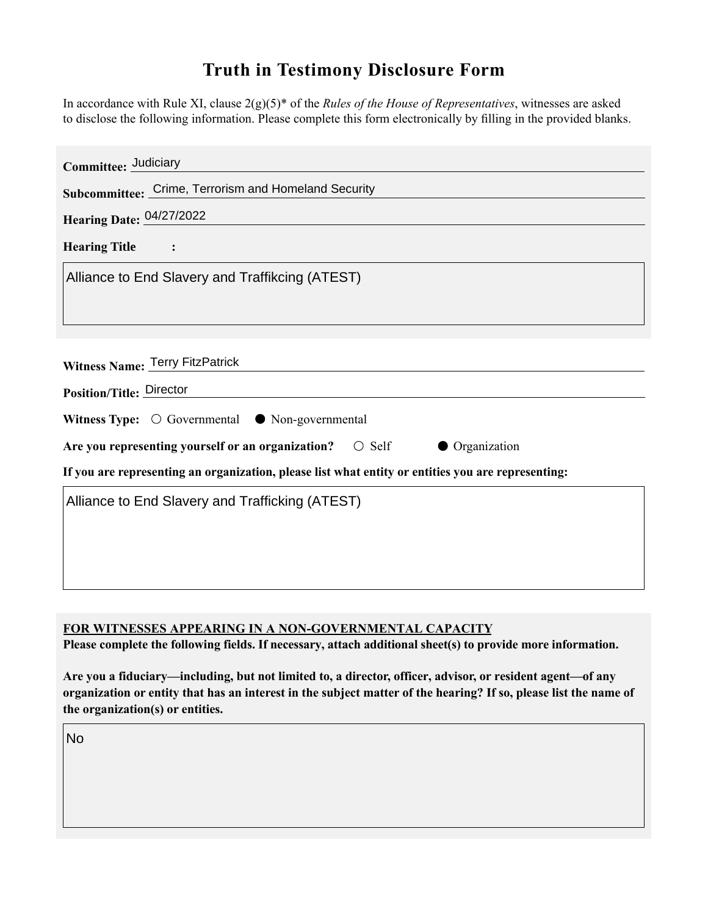# Truth in Testimony Disclosure Form

In accordance with Rule XI, clause 2(g)(5)* of the *Rules of the House of Representatives*, witnesses are asked to disclose the following information. Please complete this form electronically by filling in the provided blanks.

**Committee:** Judiciary

**Subcommittee:** Crime, Terrorism and Homeland Security

**Hearing Date:** 04/27/2022

**Hearing Title:**

Alliance to End Slavery and Traffikcing (ATEST)

**Witness Name:** Terry FitzPatrick

**Position/Title:** Director

**Witness Type:** ○ Governmental ● Non-governmental

**Are you representing yourself or an organization?** ○ Self ● Organization

**If you are representing an organization, please list what entity or entities you are representing:**

Alliance to End Slavery and Trafficking (ATEST)

**FOR WITNESSES APPEARING IN A NON-GOVERNMENTAL CAPACITY**

**Please complete the following fields. If necessary, attach additional sheet(s) to provide more information.**

**Are you a fiduciary—including, but not limited to, a director, officer, advisor, or resident agent—of any organization or entity that has an interest in the subject matter of the hearing? If so, please list the name of the organization(s) or entities.**

No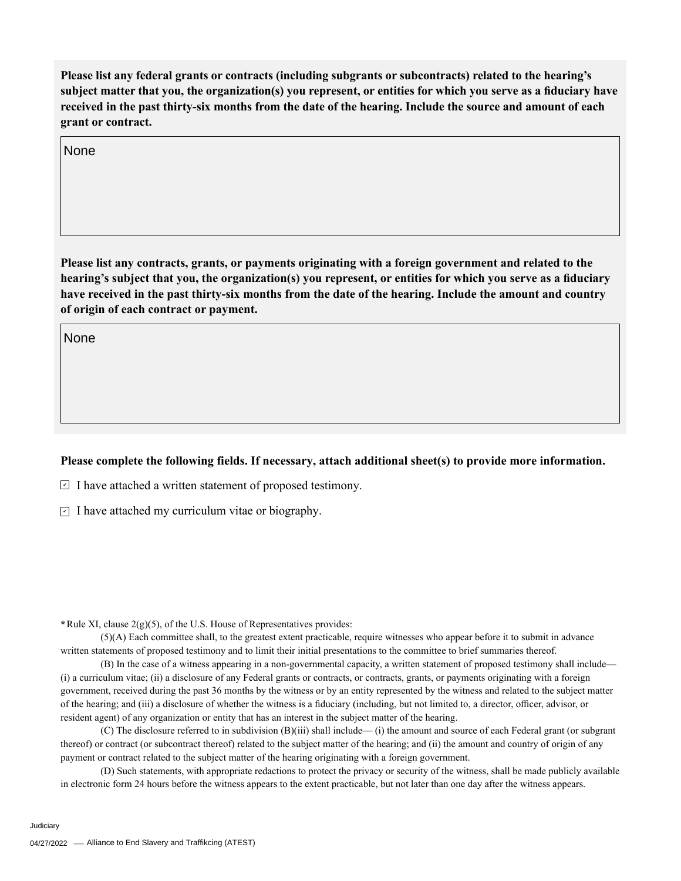**Please list any federal grants or contracts (including subgrants or subcontracts) related to the hearing's subject matter that you, the organization(s) you represent, or entities for which you serve as a fiduciary have received in the past thirty-six months from the date of the hearing. Include the source and amount of each grant or contract.**

None

**Please list any contracts, grants, or payments originating with a foreign government and related to the hearing's subject that you, the organization(s) you represent, or entities for which you serve as a fiduciary have received in the past thirty-six months from the date of the hearing. Include the amount and country of origin of each contract or payment.**

None

**Please complete the following fields. If necessary, attach additional sheet(s) to provide more information.**

- [x] I have attached a written statement of proposed testimony.
- [x] I have attached my curriculum vitae or biography.

**\*** Rule XI, clause 2(g)(5), of the U.S. House of Representatives provides:

(5)(A) Each committee shall, to the greatest extent practicable, require witnesses who appear before it to submit in advance written statements of proposed testimony and to limit their initial presentations to the committee to brief summaries thereof.

(B) In the case of a witness appearing in a non-governmental capacity, a written statement of proposed testimony shall include— (i) a curriculum vitae; (ii) a disclosure of any Federal grants or contracts, or contracts, grants, or payments originating with a foreign government, received during the past 36 months by the witness or by an entity represented by the witness and related to the subject matter of the hearing; and (iii) a disclosure of whether the witness is a fiduciary (including, but not limited to, a director, officer, advisor, or resident agent) of any organization or entity that has an interest in the subject matter of the hearing.

(C) The disclosure referred to in subdivision (B)(iii) shall include— (i) the amount and source of each Federal grant (or subgrant thereof) or contract (or subcontract thereof) related to the subject matter of the hearing; and (ii) the amount and country of origin of any payment or contract related to the subject matter of the hearing originating with a foreign government.

(D) Such statements, with appropriate redactions to protect the privacy or security of the witness, shall be made publicly available in electronic form 24 hours before the witness appears to the extent practicable, but not later than one day after the witness appears.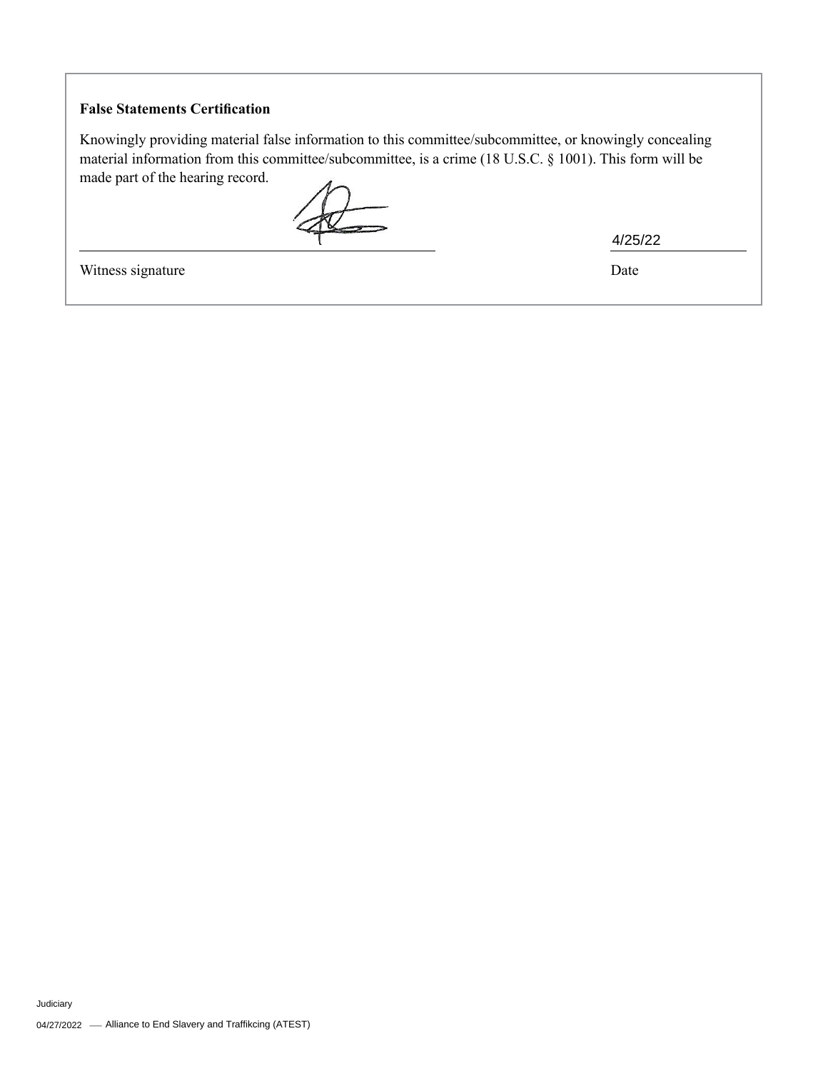**False Statements Certification**

Knowingly providing material false information to this committee/subcommittee, or knowingly concealing material information from this committee/subcommittee, is a crime (18 U.S.C. § 1001). This form will be made part of the hearing record.

Witness signature

4/25/22

Date

Judiciary

04/27/2022 — Alliance to End Slavery and Traffikcing (ATEST)